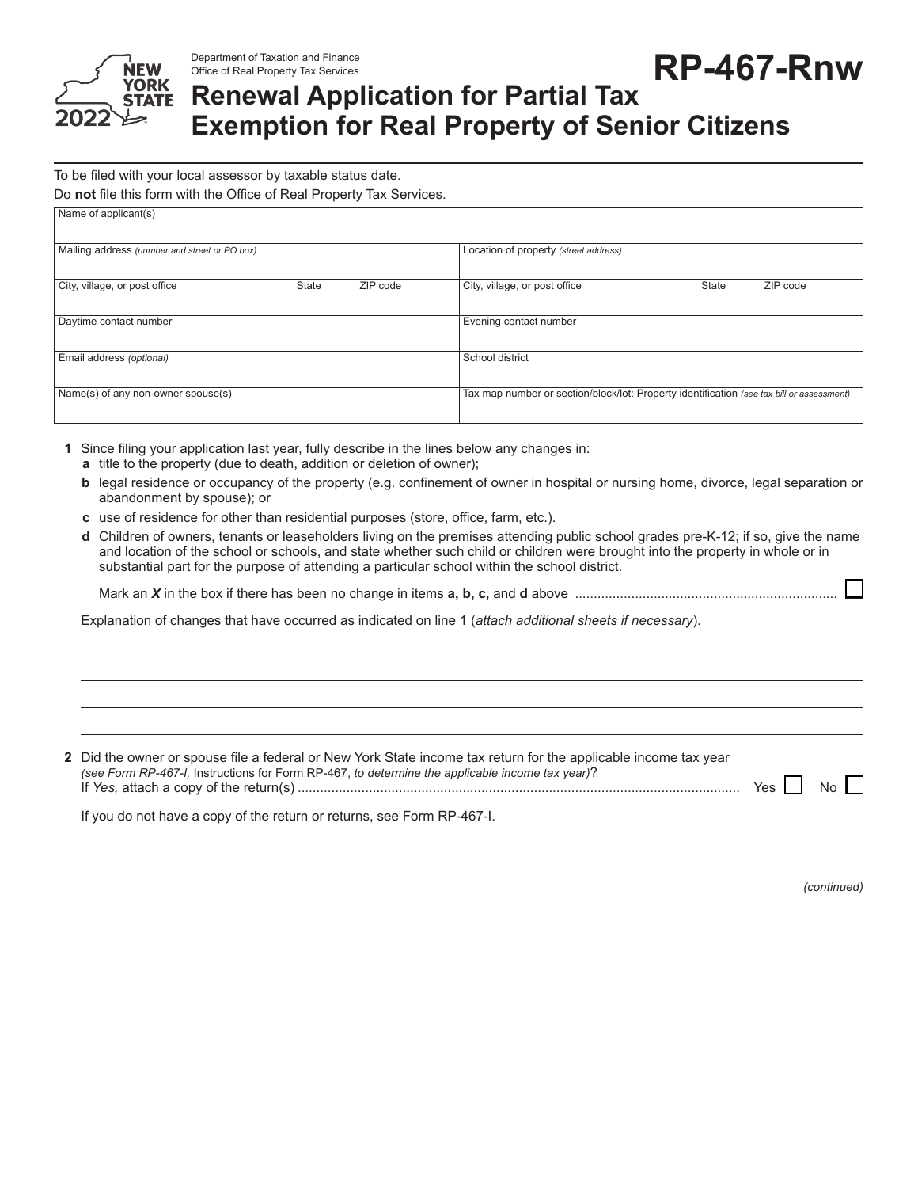Department of Taxation and Finance
Office of Real Property Tax Services

# RP-467-Rnw

NEW YORK STATE 2022

## Renewal Application for Partial Tax Exemption for Real Property of Senior Citizens

To be filed with your local assessor by taxable status date.

Do **not** file this form with the Office of Real Property Tax Services.

| Name of applicant(s) | |
|---|---|
| Mailing address *(number and street or PO box)* | Location of property *(street address)* |
| City, village, or post office State ZIP code | City, village, or post office State ZIP code |
| Daytime contact number | Evening contact number |
| Email address *(optional)* | School district |
| Name(s) of any non-owner spouse(s) | Tax map number or section/block/lot: Property identification *(see tax bill or assessment)* |

**1** Since filing your application last year, fully describe in the lines below any changes in:

- **a** title to the property (due to death, addition or deletion of owner);
- **b** legal residence or occupancy of the property (e.g. confinement of owner in hospital or nursing home, divorce, legal separation or abandonment by spouse); or
- **c** use of residence for other than residential purposes (store, office, farm, etc.).
- **d** Children of owners, tenants or leaseholders living on the premises attending public school grades pre-K-12; if so, give the name and location of the school or schools, and state whether such child or children were brought into the property in whole or in substantial part for the purpose of attending a particular school within the school district.

Mark an ***X*** in the box if there has been no change in items **a, b, c,** and **d** above ☐

Explanation of changes that have occurred as indicated on line 1 (*attach additional sheets if necessary*). ____________________

____________________________________________________________

____________________________________________________________

____________________________________________________________

____________________________________________________________

**2** Did the owner or spouse file a federal or New York State income tax return for the applicable income tax year *(see Form RP-467-I,* Instructions for Form RP-467, *to determine the applicable income tax year)*?
If *Yes,* attach a copy of the return(s) Yes ☐ No ☐

If you do not have a copy of the return or returns, see Form RP-467-I.

*(continued)*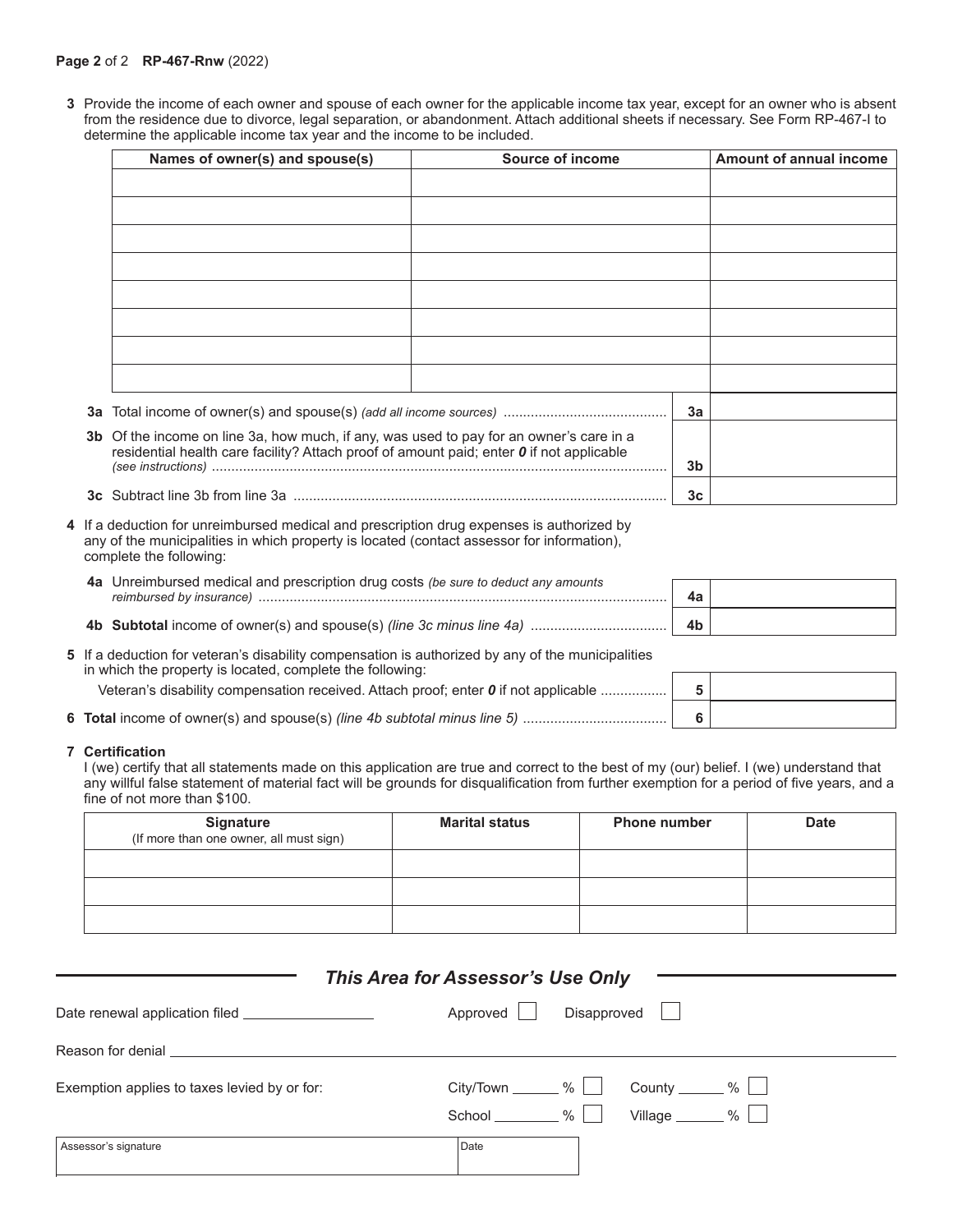3 Provide the income of each owner and spouse of each owner for the applicable income tax year, except for an owner who is absent from the residence due to divorce, legal separation, or abandonment. Attach additional sheets if necessary. See Form RP-467-I to determine the applicable income tax year and the income to be included.

| Names of owner(s) and spouse(s) | Source of income | Amount of annual income |
|---|---|---|
| | | |
| | | |
| | | |
| | | |
| | | |
| | | |
| | | |
| | | |

| | | |
|---|---|---|
| **3a** Total income of owner(s) and spouse(s) *(add all income sources)* | 3a | |
| **3b** Of the income on line 3a, how much, if any, was used to pay for an owner's care in a residential health care facility? Attach proof of amount paid; enter ***0*** if not applicable *(see instructions)* | 3b | |
| **3c** Subtract line 3b from line 3a | 3c | |

4 If a deduction for unreimbursed medical and prescription drug expenses is authorized by any of the municipalities in which property is located (contact assessor for information), complete the following:

| | | |
|---|---|---|
| **4a** Unreimbursed medical and prescription drug costs *(be sure to deduct any amounts reimbursed by insurance)* | 4a | |
| **4b** **Subtotal** income of owner(s) and spouse(s) *(line 3c minus line 4a)* | 4b | |

5 If a deduction for veteran's disability compensation is authorized by any of the municipalities in which the property is located, complete the following:

| | | |
|---|---|---|
| Veteran's disability compensation received. Attach proof; enter ***0*** if not applicable | 5 | |
| **6** **Total** income of owner(s) and spouse(s) *(line 4b subtotal minus line 5)* | 6 | |

**7 Certification**

I (we) certify that all statements made on this application are true and correct to the best of my (our) belief. I (we) understand that any willful false statement of material fact will be grounds for disqualification from further exemption for a period of five years, and a fine of not more than $100.

| Signature (If more than one owner, all must sign) | Marital status | Phone number | Date |
|---|---|---|---|
| | | | |
| | | | |
| | | | |

## *This Area for Assessor's Use Only*

Date renewal application filed ________________ Approved ☐ Disapproved ☐

Reason for denial ________________________________________________

Exemption applies to taxes levied by or for: City/Town ______ % ☐ County ______ % ☐

School ________ % ☐ Village ______ % ☐

| Assessor's signature | Date |
|---|---|
| | |